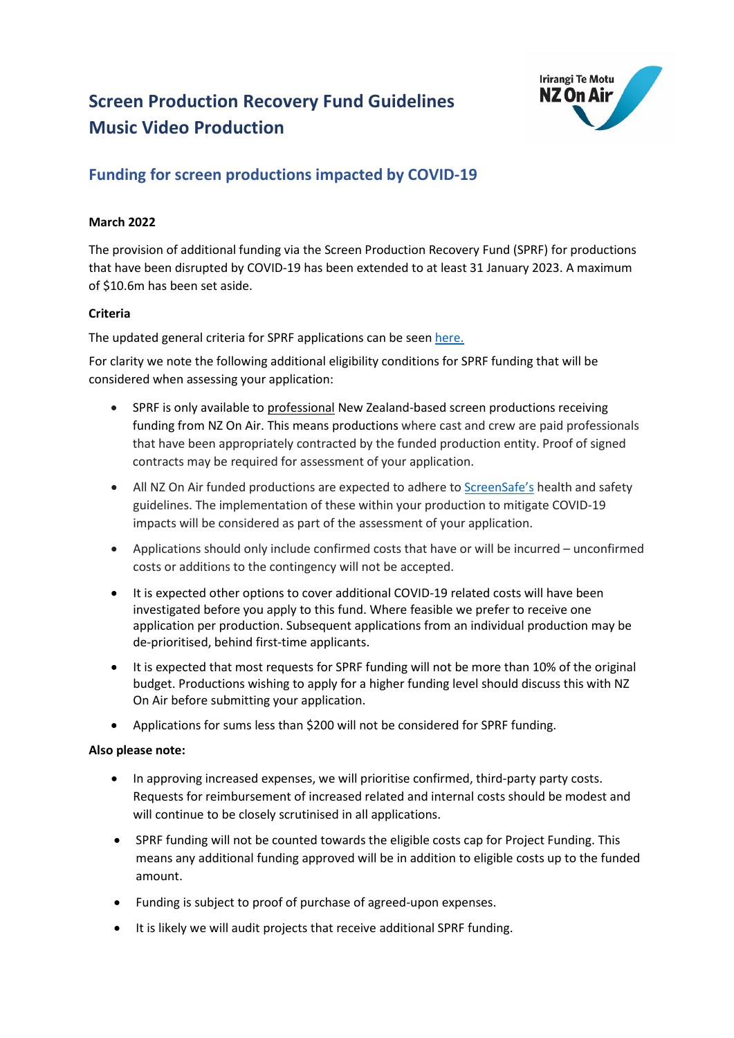# Screen Production Recovery Fund Guidelines Music Video Production

## Funding for screen productions impacted by COVID-19

**March 2022**

The provision of additional funding via the Screen Production Recovery Fund (SPRF) for productions that have been disrupted by COVID-19 has been extended to at least 31 January 2023. A maximum of $10.6m has been set aside.

**Criteria**

The updated general criteria for SPRF applications can be seen here.

For clarity we note the following additional eligibility conditions for SPRF funding that will be considered when assessing your application:

- SPRF is only available to professional New Zealand-based screen productions receiving funding from NZ On Air. This means productions where cast and crew are paid professionals that have been appropriately contracted by the funded production entity. Proof of signed contracts may be required for assessment of your application.
- All NZ On Air funded productions are expected to adhere to ScreenSafe's health and safety guidelines. The implementation of these within your production to mitigate COVID-19 impacts will be considered as part of the assessment of your application.
- Applications should only include confirmed costs that have or will be incurred – unconfirmed costs or additions to the contingency will not be accepted.
- It is expected other options to cover additional COVID-19 related costs will have been investigated before you apply to this fund. Where feasible we prefer to receive one application per production. Subsequent applications from an individual production may be de-prioritised, behind first-time applicants.
- It is expected that most requests for SPRF funding will not be more than 10% of the original budget. Productions wishing to apply for a higher funding level should discuss this with NZ On Air before submitting your application.
- Applications for sums less than $200 will not be considered for SPRF funding.

**Also please note:**

- In approving increased expenses, we will prioritise confirmed, third-party party costs. Requests for reimbursement of increased related and internal costs should be modest and will continue to be closely scrutinised in all applications.
- SPRF funding will not be counted towards the eligible costs cap for Project Funding. This means any additional funding approved will be in addition to eligible costs up to the funded amount.
- Funding is subject to proof of purchase of agreed-upon expenses.
- It is likely we will audit projects that receive additional SPRF funding.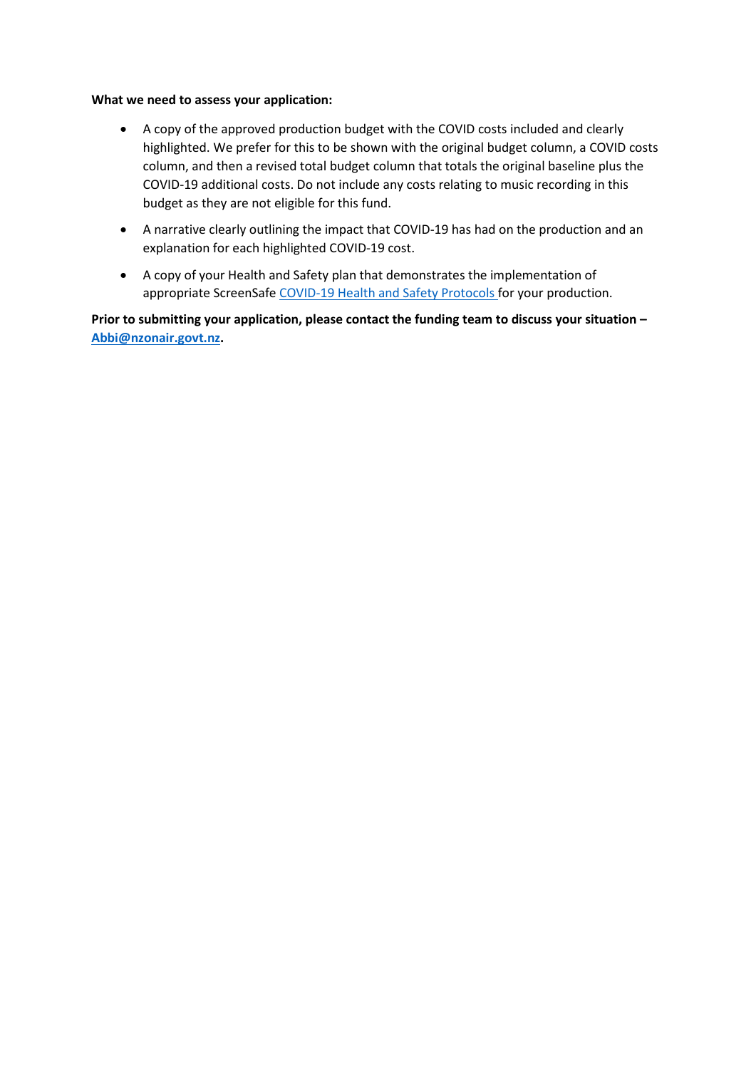**What we need to assess your application:**

- A copy of the approved production budget with the COVID costs included and clearly highlighted. We prefer for this to be shown with the original budget column, a COVID costs column, and then a revised total budget column that totals the original baseline plus the COVID-19 additional costs. Do not include any costs relating to music recording in this budget as they are not eligible for this fund.
- A narrative clearly outlining the impact that COVID-19 has had on the production and an explanation for each highlighted COVID-19 cost.
- A copy of your Health and Safety plan that demonstrates the implementation of appropriate ScreenSafe COVID-19 Health and Safety Protocols for your production.

**Prior to submitting your application, please contact the funding team to discuss your situation – Abbi@nzonair.govt.nz.**